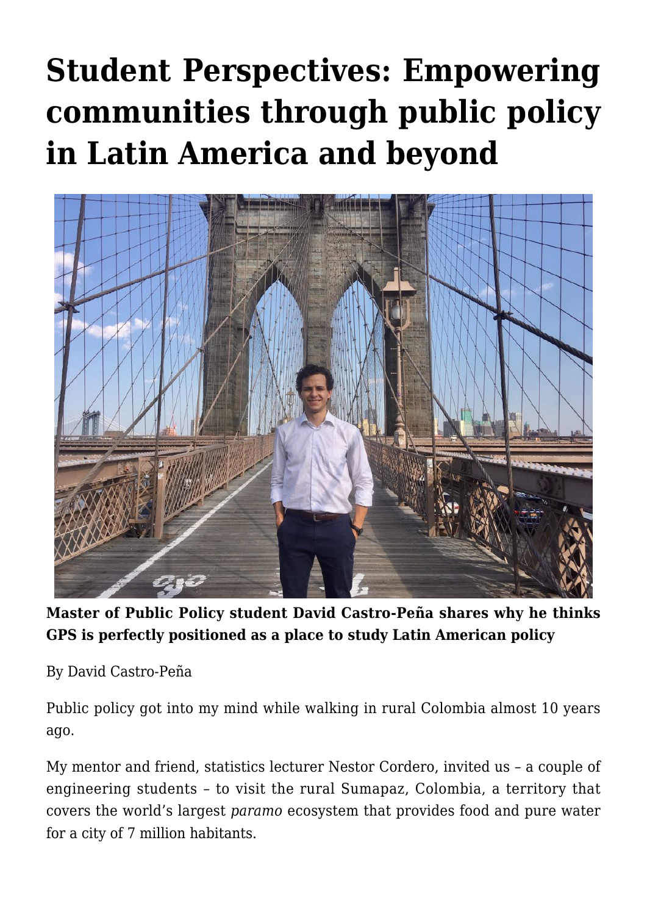# Student Perspectives: Empowering communities through public policy in Latin America and beyond

**Master of Public Policy student David Castro-Peña shares why he thinks GPS is perfectly positioned as a place to study Latin American policy**

By David Castro-Peña

Public policy got into my mind while walking in rural Colombia almost 10 years ago.

My mentor and friend, statistics lecturer Nestor Cordero, invited us – a couple of engineering students – to visit the rural Sumapaz, Colombia, a territory that covers the world's largest *paramo* ecosystem that provides food and pure water for a city of 7 million habitants.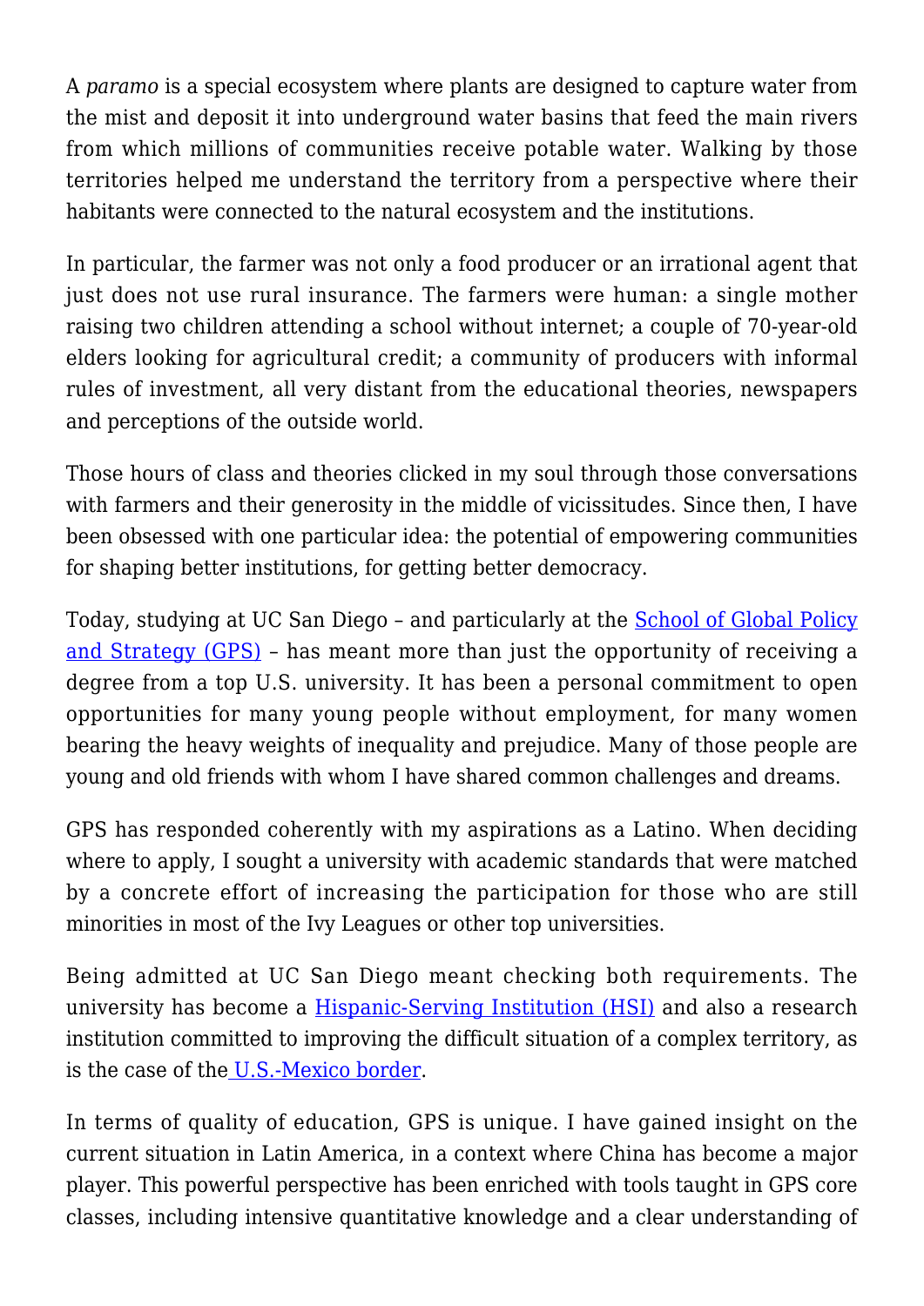A *paramo* is a special ecosystem where plants are designed to capture water from the mist and deposit it into underground water basins that feed the main rivers from which millions of communities receive potable water. Walking by those territories helped me understand the territory from a perspective where their habitants were connected to the natural ecosystem and the institutions.

In particular, the farmer was not only a food producer or an irrational agent that just does not use rural insurance. The farmers were human: a single mother raising two children attending a school without internet; a couple of 70-year-old elders looking for agricultural credit; a community of producers with informal rules of investment, all very distant from the educational theories, newspapers and perceptions of the outside world.

Those hours of class and theories clicked in my soul through those conversations with farmers and their generosity in the middle of vicissitudes. Since then, I have been obsessed with one particular idea: the potential of empowering communities for shaping better institutions, for getting better democracy.

Today, studying at UC San Diego – and particularly at the [School of Global Policy and Strategy (GPS)]() – has meant more than just the opportunity of receiving a degree from a top U.S. university. It has been a personal commitment to open opportunities for many young people without employment, for many women bearing the heavy weights of inequality and prejudice. Many of those people are young and old friends with whom I have shared common challenges and dreams.

GPS has responded coherently with my aspirations as a Latino. When deciding where to apply, I sought a university with academic standards that were matched by a concrete effort of increasing the participation for those who are still minorities in most of the Ivy Leagues or other top universities.

Being admitted at UC San Diego meant checking both requirements. The university has become a [Hispanic-Serving Institution (HSI)]() and also a research institution committed to improving the difficult situation of a complex territory, as is the case of the [U.S.-Mexico border]().

In terms of quality of education, GPS is unique. I have gained insight on the current situation in Latin America, in a context where China has become a major player. This powerful perspective has been enriched with tools taught in GPS core classes, including intensive quantitative knowledge and a clear understanding of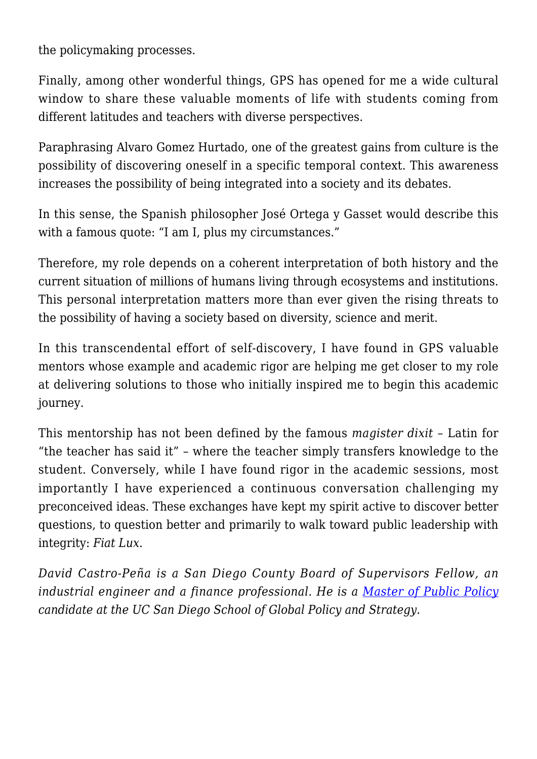the policymaking processes.

Finally, among other wonderful things, GPS has opened for me a wide cultural window to share these valuable moments of life with students coming from different latitudes and teachers with diverse perspectives.

Paraphrasing Alvaro Gomez Hurtado, one of the greatest gains from culture is the possibility of discovering oneself in a specific temporal context. This awareness increases the possibility of being integrated into a society and its debates.

In this sense, the Spanish philosopher José Ortega y Gasset would describe this with a famous quote: "I am I, plus my circumstances."

Therefore, my role depends on a coherent interpretation of both history and the current situation of millions of humans living through ecosystems and institutions. This personal interpretation matters more than ever given the rising threats to the possibility of having a society based on diversity, science and merit.

In this transcendental effort of self-discovery, I have found in GPS valuable mentors whose example and academic rigor are helping me get closer to my role at delivering solutions to those who initially inspired me to begin this academic journey.

This mentorship has not been defined by the famous *magister dixit* – Latin for "the teacher has said it" – where the teacher simply transfers knowledge to the student. Conversely, while I have found rigor in the academic sessions, most importantly I have experienced a continuous conversation challenging my preconceived ideas. These exchanges have kept my spirit active to discover better questions, to question better and primarily to walk toward public leadership with integrity: *Fiat Lux*.

*David Castro-Peña is a San Diego County Board of Supervisors Fellow, an industrial engineer and a finance professional. He is a Master of Public Policy candidate at the UC San Diego School of Global Policy and Strategy.*